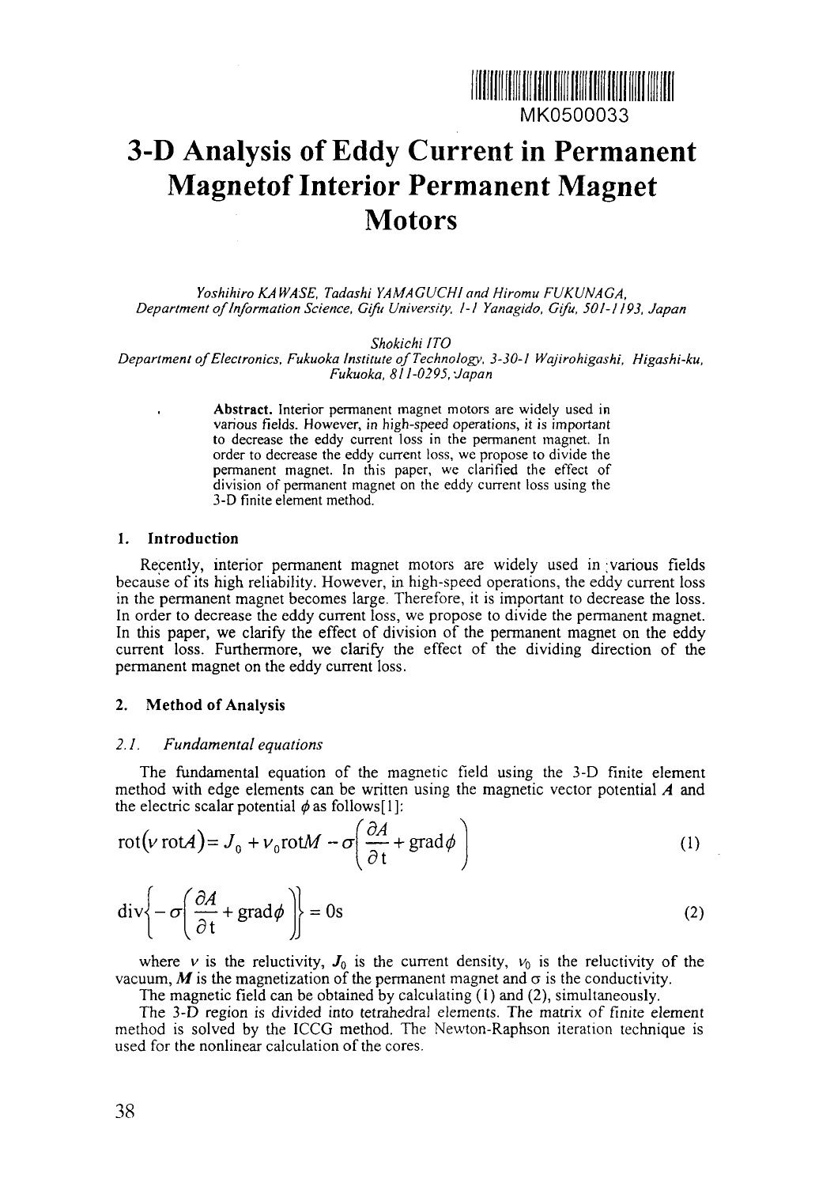MK0500033

# 3-D Analysis of Eddy Current in Permanent Magnetof Interior Permanent Magnet Motors

*Yoshihiro KAWASE, Tadashi YAMAGUCHI and Hiromu FUKUNAGA,*
*Department of Information Science, Gifu University, 1-1 Yanagido, Gifu, 501-1193, Japan*

*Shokichi ITO*
*Department of Electronics, Fukuoka Institute of Technology, 3-30-1 Wajirohigashi, Higashi-ku, Fukuoka, 811-0295, Japan*

**Abstract.** Interior permanent magnet motors are widely used in various fields. However, in high-speed operations, it is important to decrease the eddy current loss in the permanent magnet. In order to decrease the eddy current loss, we propose to divide the permanent magnet. In this paper, we clarified the effect of division of permanent magnet on the eddy current loss using the 3-D finite element method.

## 1. Introduction

Recently, interior permanent magnet motors are widely used in various fields because of its high reliability. However, in high-speed operations, the eddy current loss in the permanent magnet becomes large. Therefore, it is important to decrease the loss. In order to decrease the eddy current loss, we propose to divide the permanent magnet. In this paper, we clarify the effect of division of the permanent magnet on the eddy current loss. Furthermore, we clarify the effect of the dividing direction of the permanent magnet on the eddy current loss.

## 2. Method of Analysis

### *2.1. Fundamental equations*

The fundamental equation of the magnetic field using the 3-D finite element method with edge elements can be written using the magnetic vector potential $\boldsymbol{A}$ and the electric scalar potential $\phi$ as follows[1]:

$$\mathrm{rot}(\nu\,\mathrm{rot}A) = J_0 + \nu_0 \mathrm{rot}M - \sigma\left(\frac{\partial A}{\partial t} + \mathrm{grad}\phi\right) \tag{1}$$

$$\mathrm{div}\left\{-\sigma\left(\frac{\partial A}{\partial t} + \mathrm{grad}\phi\right)\right\} = 0\mathrm{s} \tag{2}$$

where $\nu$ is the reluctivity, $\boldsymbol{J}_0$ is the current density, $\nu_0$ is the reluctivity of the vacuum, $\boldsymbol{M}$ is the magnetization of the permanent magnet and $\sigma$ is the conductivity.

The magnetic field can be obtained by calculating (1) and (2), simultaneously.

The 3-D region is divided into tetrahedral elements. The matrix of finite element method is solved by the ICCG method. The Newton-Raphson iteration technique is used for the nonlinear calculation of the cores.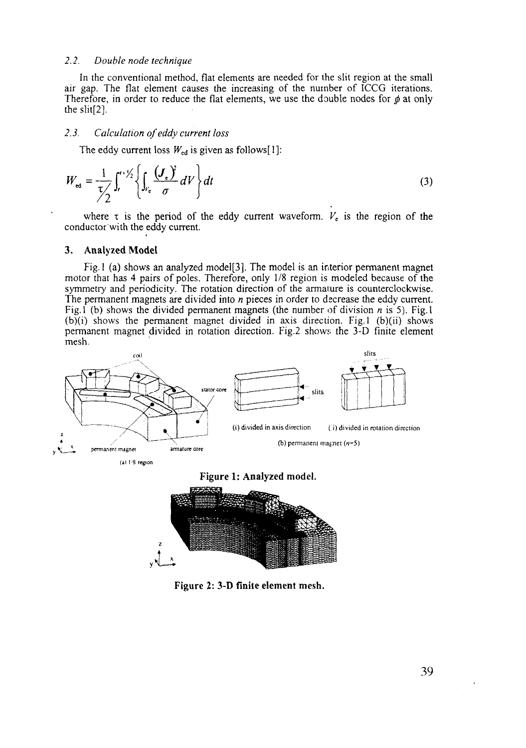### 2.2. Double node technique

In the conventional method, flat elements are needed for the slit region at the small air gap. The flat element causes the increasing of the number of ICCG iterations. Therefore, in order to reduce the flat elements, we use the double nodes for $\phi$ at only the slit[2].

### 2.3. Calculation of eddy current loss

The eddy current loss $W_{ed}$ is given as follows[1]:

$$W_{ed} = \frac{1}{\tau/2} \int_{t}^{t+\tau/2} \left\{ \int_{V_e} \frac{(J_e)^2}{\sigma} dV \right\} dt \tag{3}$$

where $\tau$ is the period of the eddy current waveform. $V_e$ is the region of the conductor with the eddy current.

## 3. Analyzed Model

Fig.1 (a) shows an analyzed model[3]. The model is an interior permanent magnet motor that has 4 pairs of poles. Therefore, only 1/8 region is modeled because of the symmetry and periodicity. The rotation direction of the armature is counterclockwise. The permanent magnets are divided into $n$ pieces in order to decrease the eddy current. Fig.1 (b) shows the divided permanent magnets (the number of division $n$ is 5). Fig.1 (b)(i) shows the permanent magnet divided in axis direction. Fig.1 (b)(ii) shows permanent magnet divided in rotation direction. Fig.2 shows the 3-D finite element mesh.

(a) 1/8 region (i) divided in axis direction (ii) divided in rotation direction (b) permanent magnet ($n$=5)

Figure 1: Analyzed model.

Figure 2: 3-D finite element mesh.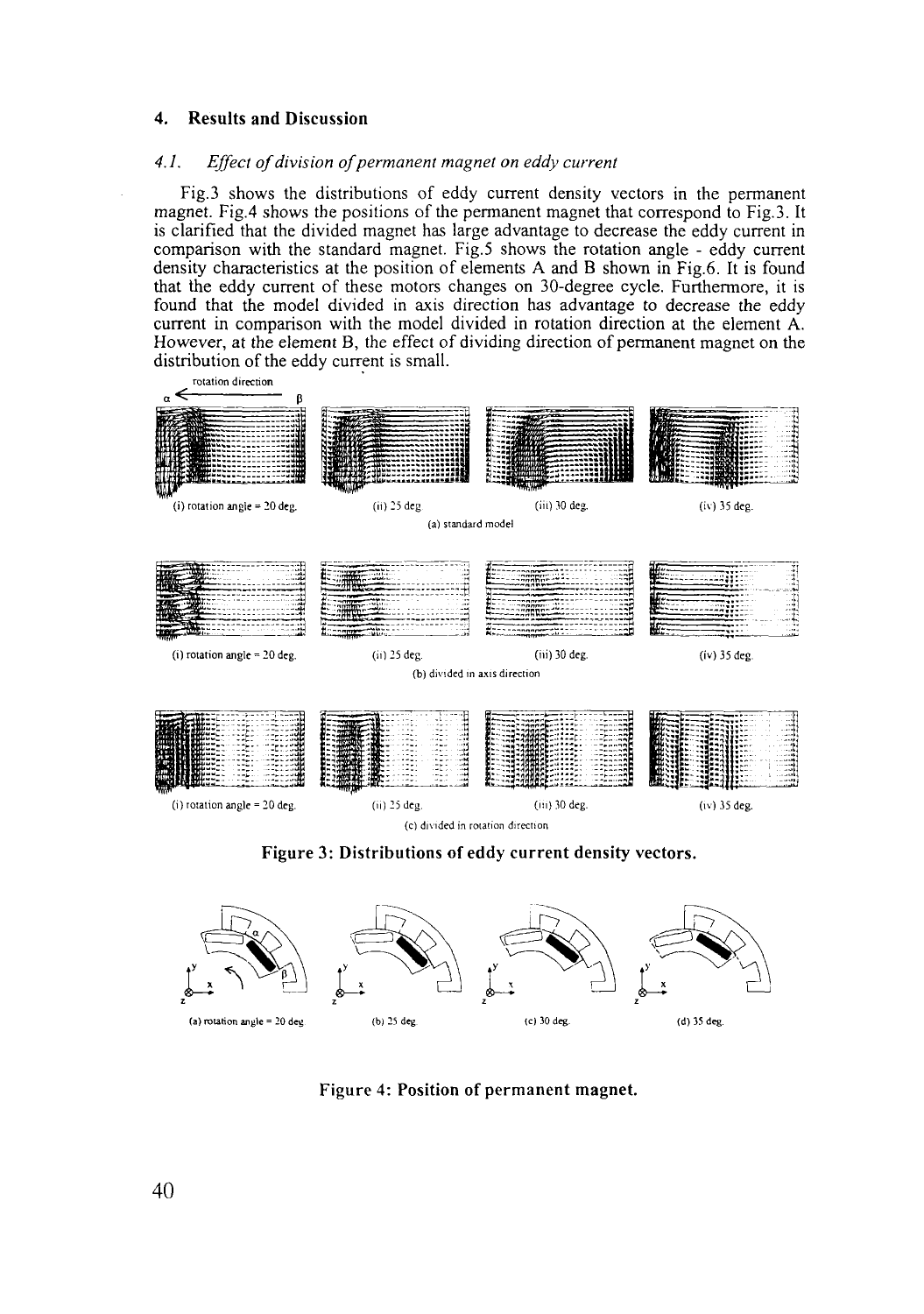## 4. Results and Discussion

### *4.1. Effect of division of permanent magnet on eddy current*

Fig.3 shows the distributions of eddy current density vectors in the permanent magnet. Fig.4 shows the positions of the permanent magnet that correspond to Fig.3. It is clarified that the divided magnet has large advantage to decrease the eddy current in comparison with the standard magnet. Fig.5 shows the rotation angle - eddy current density characteristics at the position of elements A and B shown in Fig.6. It is found that the eddy current of these motors changes on 30-degree cycle. Furthermore, it is found that the model divided in axis direction has advantage to decrease the eddy current in comparison with the model divided in rotation direction at the element A. However, at the element B, the effect of dividing direction of permanent magnet on the distribution of the eddy current is small.

rotation direction

α ← β

(i) rotation angle = 20 deg. (ii) 25 deg (iii) 30 deg. (iv) 35 deg.

(a) standard model

(i) rotation angle = 20 deg. (ii) 25 deg. (iii) 30 deg. (iv) 35 deg.

(b) divided in axis direction

(i) rotation angle = 20 deg. (ii) 25 deg. (iii) 30 deg. (iv) 35 deg.

(c) divided in rotation direction

**Figure 3: Distributions of eddy current density vectors.**

(a) rotation angle = 20 deg (b) 25 deg. (c) 30 deg. (d) 35 deg.

**Figure 4: Position of permanent magnet.**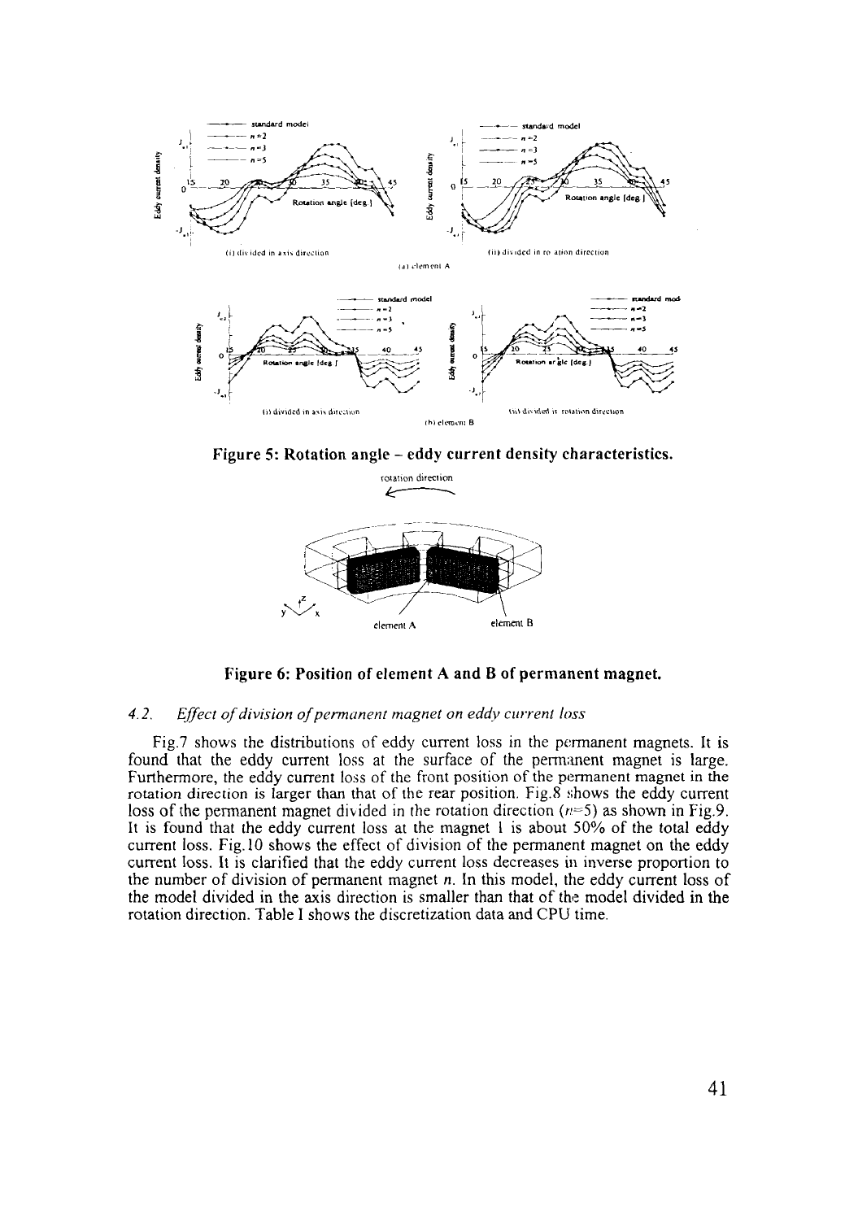Figure 5: Rotation angle – eddy current density characteristics.

Figure 6: Position of element A and B of permanent magnet.

### 4.2. *Effect of division of permanent magnet on eddy current loss*

Fig.7 shows the distributions of eddy current loss in the permanent magnets. It is found that the eddy current loss at the surface of the permanent magnet is large. Furthermore, the eddy current loss of the front position of the permanent magnet in the rotation direction is larger than that of the rear position. Fig.8 shows the eddy current loss of the permanent magnet divided in the rotation direction ($n$=5) as shown in Fig.9. It is found that the eddy current loss at the magnet 1 is about 50% of the total eddy current loss. Fig.10 shows the effect of division of the permanent magnet on the eddy current loss. It is clarified that the eddy current loss decreases in inverse proportion to the number of division of permanent magnet $n$. In this model, the eddy current loss of the model divided in the axis direction is smaller than that of the model divided in the rotation direction. Table I shows the discretization data and CPU time.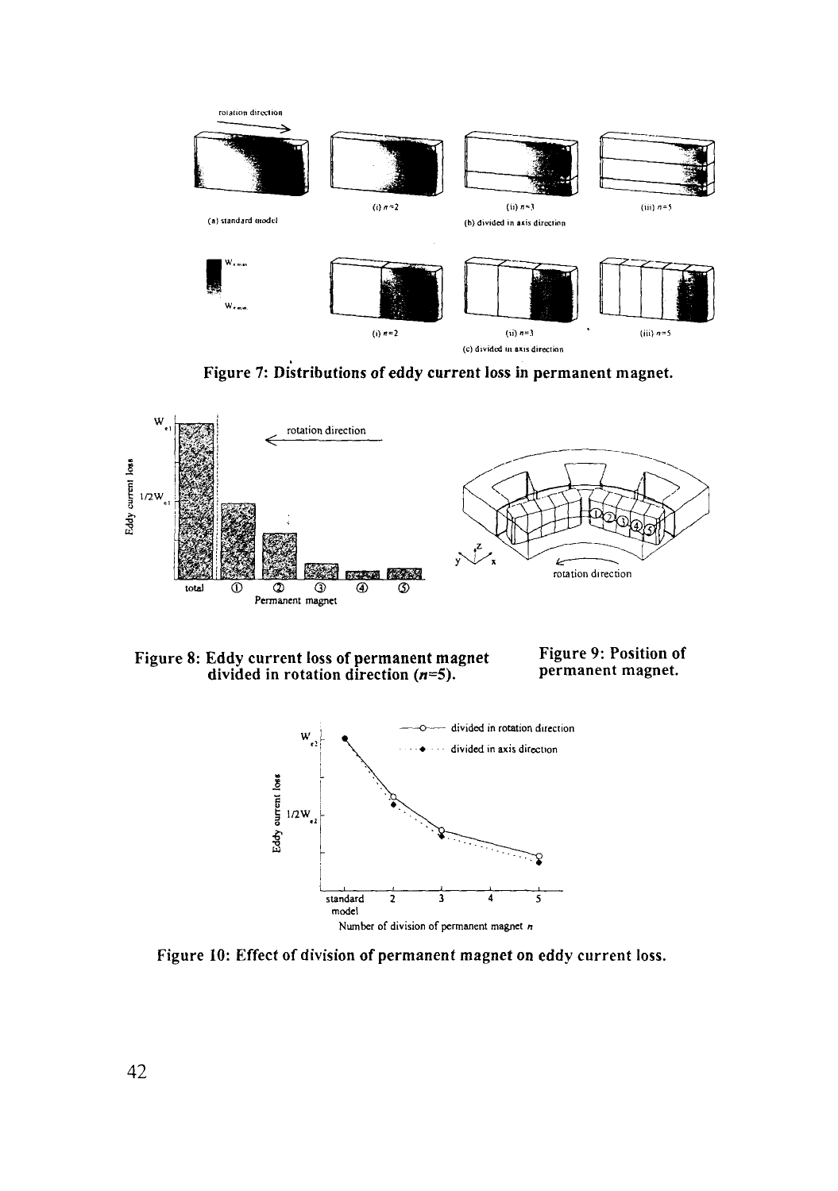Figure 7: Distributions of eddy current loss in permanent magnet.

Figure 8: Eddy current loss of permanent magnet divided in rotation direction ($n$=5).

Figure 9: Position of permanent magnet.

Figure 10: Effect of division of permanent magnet on eddy current loss.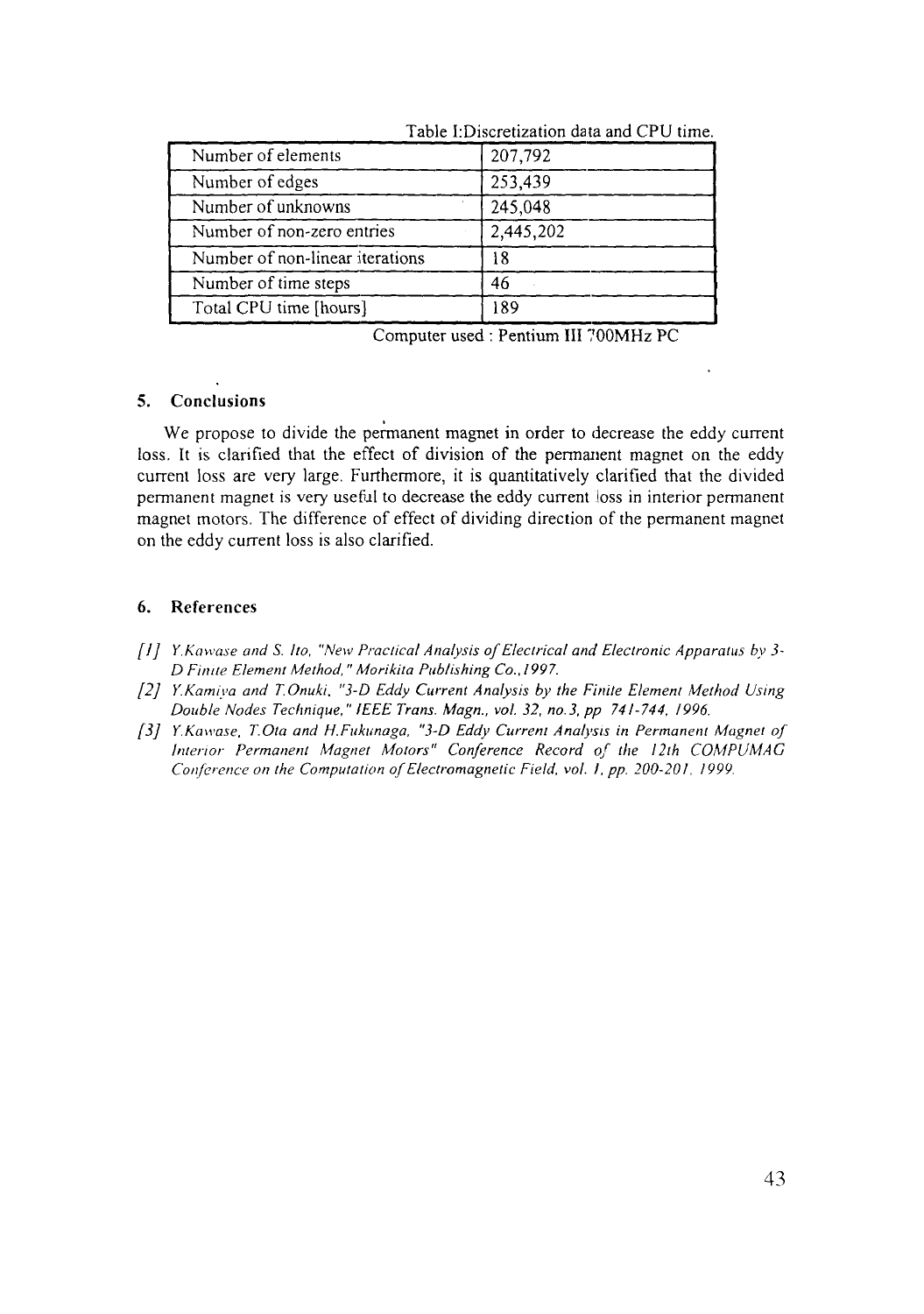Table I:Discretization data and CPU time.

| | |
|---|---|
| Number of elements | 207,792 |
| Number of edges | 253,439 |
| Number of unknowns | 245,048 |
| Number of non-zero entries | 2,445,202 |
| Number of non-linear iterations | 18 |
| Number of time steps | 46 |
| Total CPU time [hours] | 189 |

Computer used : Pentium III 700MHz PC

## 5. Conclusions

We propose to divide the permanent magnet in order to decrease the eddy current loss. It is clarified that the effect of division of the permanent magnet on the eddy current loss are very large. Furthermore, it is quantitatively clarified that the divided permanent magnet is very useful to decrease the eddy current loss in interior permanent magnet motors. The difference of effect of dividing direction of the permanent magnet on the eddy current loss is also clarified.

## 6. References

*[1] Y.Kawase and S. Ito, "New Practical Analysis of Electrical and Electronic Apparatus by 3-D Finite Element Method," Morikita Publishing Co.,1997.*

*[2] Y.Kamiya and T.Onuki, "3-D Eddy Current Analysis by the Finite Element Method Using Double Nodes Technique," IEEE Trans. Magn., vol. 32, no.3, pp 741-744, 1996.*

*[3] Y.Kawase, T.Ota and H.Fukunaga, "3-D Eddy Current Analysis in Permanent Magnet of Interior Permanent Magnet Motors" Conference Record of the 12th COMPUMAG Conference on the Computation of Electromagnetic Field, vol. 1, pp. 200-201, 1999.*